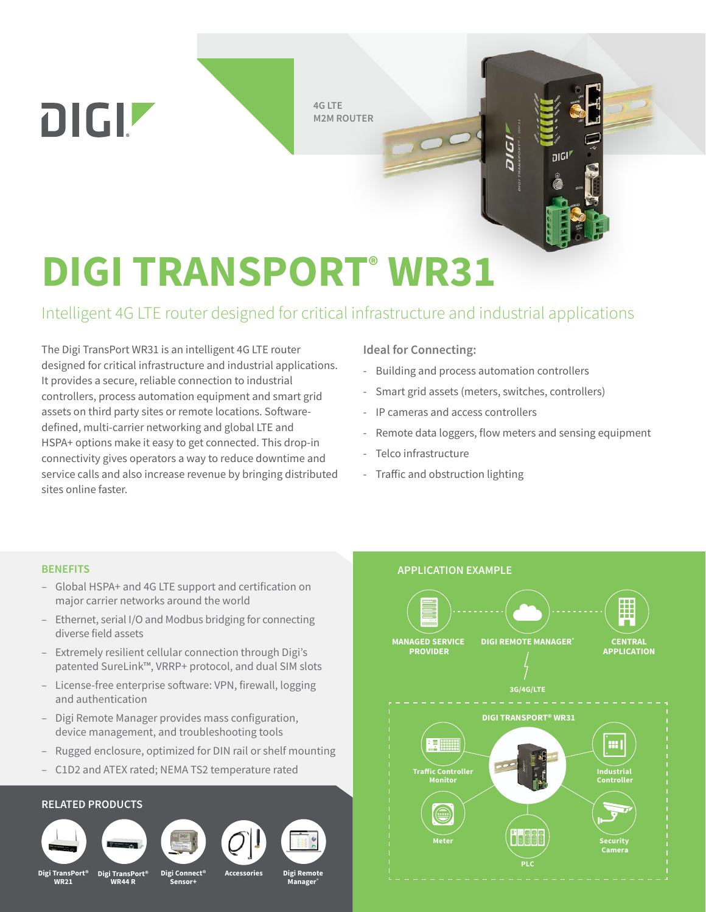DIGI

4G LTE
M2M ROUTER

# DIGI TRANSPORT® WR31

## Intelligent 4G LTE router designed for critical infrastructure and industrial applications

The Digi TransPort WR31 is an intelligent 4G LTE router designed for critical infrastructure and industrial applications. It provides a secure, reliable connection to industrial controllers, process automation equipment and smart grid assets on third party sites or remote locations. Software-defined, multi-carrier networking and global LTE and HSPA+ options make it easy to get connected. This drop-in connectivity gives operators a way to reduce downtime and service calls and also increase revenue by bringing distributed sites online faster.

### Ideal for Connecting:

- Building and process automation controllers
- Smart grid assets (meters, switches, controllers)
- IP cameras and access controllers
- Remote data loggers, flow meters and sensing equipment
- Telco infrastructure
- Traffic and obstruction lighting

### BENEFITS

- Global HSPA+ and 4G LTE support and certification on major carrier networks around the world
- Ethernet, serial I/O and Modbus bridging for connecting diverse field assets
- Extremely resilient cellular connection through Digi's patented SureLink™, VRRP+ protocol, and dual SIM slots
- License-free enterprise software: VPN, firewall, logging and authentication
- Digi Remote Manager provides mass configuration, device management, and troubleshooting tools
- Rugged enclosure, optimized for DIN rail or shelf mounting
- C1D2 and ATEX rated; NEMA TS2 temperature rated

### RELATED PRODUCTS

- Digi TransPort® WR21
- Digi TransPort® WR44 R
- Digi Connect® Sensor+
- Accessories
- Digi Remote Manager®

### APPLICATION EXAMPLE

MANAGED SERVICE PROVIDER — DIGI REMOTE MANAGER® — CENTRAL APPLICATION

3G/4G/LTE

DIGI TRANSPORT® WR31

Traffic Controller Monitor — Industrial Controller — Meter — Security Camera — PLC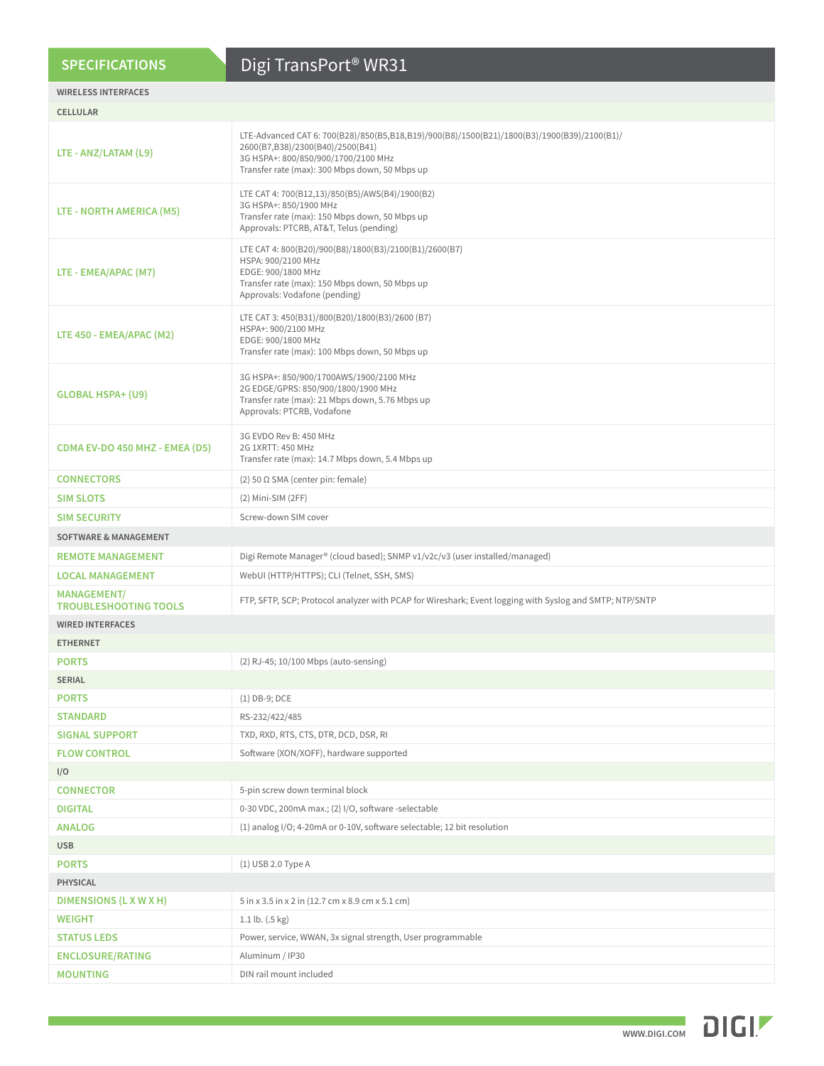## SPECIFICATIONS — Digi TransPort® WR31

| | |
|---|---|
| **WIRELESS INTERFACES** | |
| **CELLULAR** | |
| **LTE - ANZ/LATAM (L9)** | LTE-Advanced CAT 6: 700(B28)/850(B5,B18,B19)/900(B8)/1500(B21)/1800(B3)/1900(B39)/2100(B1)/2600(B7,B38)/2300(B40)/2500(B41)<br>3G HSPA+: 800/850/900/1700/2100 MHz<br>Transfer rate (max): 300 Mbps down, 50 Mbps up |
| **LTE - NORTH AMERICA (M5)** | LTE CAT 4: 700(B12,13)/850(B5)/AWS(B4)/1900(B2)<br>3G HSPA+: 850/1900 MHz<br>Transfer rate (max): 150 Mbps down, 50 Mbps up<br>Approvals: PTCRB, AT&T, Telus (pending) |
| **LTE - EMEA/APAC (M7)** | LTE CAT 4: 800(B20)/900(B8)/1800(B3)/2100(B1)/2600(B7)<br>HSPA: 900/2100 MHz<br>EDGE: 900/1800 MHz<br>Transfer rate (max): 150 Mbps down, 50 Mbps up<br>Approvals: Vodafone (pending) |
| **LTE 450 - EMEA/APAC (M2)** | LTE CAT 3: 450(B31)/800(B20)/1800(B3)/2600 (B7)<br>HSPA+: 900/2100 MHz<br>EDGE: 900/1800 MHz<br>Transfer rate (max): 100 Mbps down, 50 Mbps up |
| **GLOBAL HSPA+ (U9)** | 3G HSPA+: 850/900/1700AWS/1900/2100 MHz<br>2G EDGE/GPRS: 850/900/1800/1900 MHz<br>Transfer rate (max): 21 Mbps down, 5.76 Mbps up<br>Approvals: PTCRB, Vodafone |
| **CDMA EV-DO 450 MHZ - EMEA (D5)** | 3G EVDO Rev B: 450 MHz<br>2G 1XRTT: 450 MHz<br>Transfer rate (max): 14.7 Mbps down, 5.4 Mbps up |
| **CONNECTORS** | (2) 50 Ω SMA (center pin: female) |
| **SIM SLOTS** | (2) Mini-SIM (2FF) |
| **SIM SECURITY** | Screw-down SIM cover |
| **SOFTWARE & MANAGEMENT** | |
| **REMOTE MANAGEMENT** | Digi Remote Manager® (cloud based); SNMP v1/v2c/v3 (user installed/managed) |
| **LOCAL MANAGEMENT** | WebUI (HTTP/HTTPS); CLI (Telnet, SSH, SMS) |
| **MANAGEMENT/ TROUBLESHOOTING TOOLS** | FTP, SFTP, SCP; Protocol analyzer with PCAP for Wireshark; Event logging with Syslog and SMTP; NTP/SNTP |
| **WIRED INTERFACES** | |
| **ETHERNET** | |
| **PORTS** | (2) RJ-45; 10/100 Mbps (auto-sensing) |
| **SERIAL** | |
| **PORTS** | (1) DB-9; DCE |
| **STANDARD** | RS-232/422/485 |
| **SIGNAL SUPPORT** | TXD, RXD, RTS, CTS, DTR, DCD, DSR, RI |
| **FLOW CONTROL** | Software (XON/XOFF), hardware supported |
| **I/O** | |
| **CONNECTOR** | 5-pin screw down terminal block |
| **DIGITAL** | 0-30 VDC, 200mA max.; (2) I/O, software -selectable |
| **ANALOG** | (1) analog I/O; 4-20mA or 0-10V, software selectable; 12 bit resolution |
| **USB** | |
| **PORTS** | (1) USB 2.0 Type A |
| **PHYSICAL** | |
| **DIMENSIONS (L X W X H)** | 5 in x 3.5 in x 2 in (12.7 cm x 8.9 cm x 5.1 cm) |
| **WEIGHT** | 1.1 lb. (.5 kg) |
| **STATUS LEDS** | Power, service, WWAN, 3x signal strength, User programmable |
| **ENCLOSURE/RATING** | Aluminum / IP30 |
| **MOUNTING** | DIN rail mount included |

WWW.DIGI.COM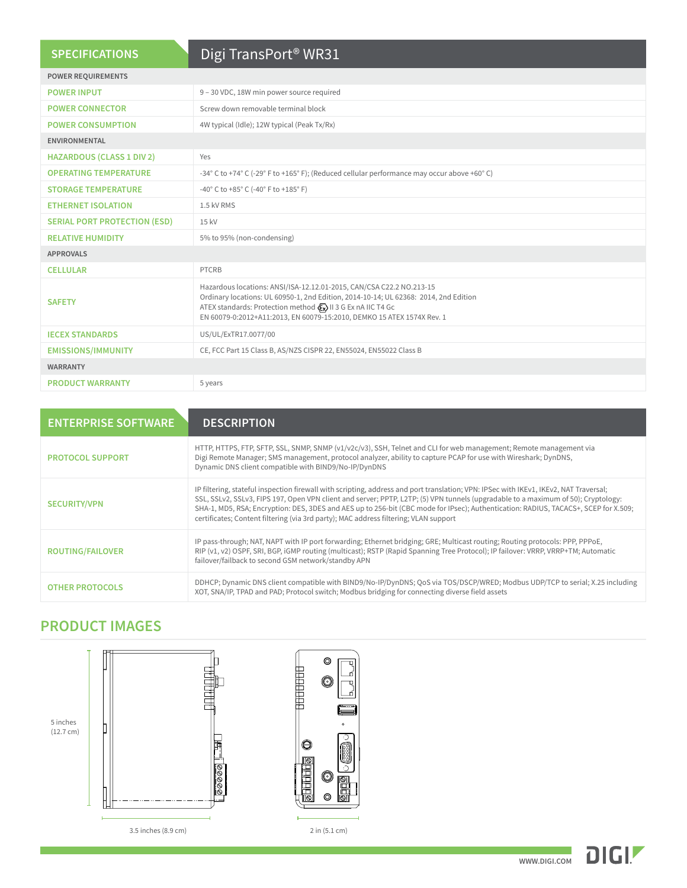## SPECIFICATIONS — Digi TransPort® WR31

| SPECIFICATIONS | Digi TransPort® WR31 |
|---|---|
| **POWER REQUIREMENTS** | |
| POWER INPUT | 9 – 30 VDC, 18W min power source required |
| POWER CONNECTOR | Screw down removable terminal block |
| POWER CONSUMPTION | 4W typical (Idle); 12W typical (Peak Tx/Rx) |
| **ENVIRONMENTAL** | |
| HAZARDOUS (CLASS 1 DIV 2) | Yes |
| OPERATING TEMPERATURE | -34° C to +74° C (-29° F to +165° F); (Reduced cellular performance may occur above +60° C) |
| STORAGE TEMPERATURE | -40° C to +85° C (-40° F to +185° F) |
| ETHERNET ISOLATION | 1.5 kV RMS |
| SERIAL PORT PROTECTION (ESD) | 15 kV |
| RELATIVE HUMIDITY | 5% to 95% (non-condensing) |
| **APPROVALS** | |
| CELLULAR | PTCRB |
| SAFETY | Hazardous locations: ANSI/ISA-12.12.01-2015, CAN/CSA C22.2 NO.213-15<br>Ordinary locations: UL 60950-1, 2nd Edition, 2014-10-14; UL 62368: 2014, 2nd Edition<br>ATEX standards: Protection method Ex II 3 G Ex nA IIC T4 Gc<br>EN 60079-0:2012+A11:2013, EN 60079-15:2010, DEMKO 15 ATEX 1574X Rev. 1 |
| IECEX STANDARDS | US/UL/ExTR17.0077/00 |
| EMISSIONS/IMMUNITY | CE, FCC Part 15 Class B, AS/NZS CISPR 22, EN55024, EN55022 Class B |
| **WARRANTY** | |
| PRODUCT WARRANTY | 5 years |

| ENTERPRISE SOFTWARE | DESCRIPTION |
|---|---|
| PROTOCOL SUPPORT | HTTP, HTTPS, FTP, SFTP, SSL, SNMP, SNMP (v1/v2c/v3), SSH, Telnet and CLI for web management; Remote management via Digi Remote Manager; SMS management, protocol analyzer, ability to capture PCAP for use with Wireshark; DynDNS, Dynamic DNS client compatible with BIND9/No-IP/DynDNS |
| SECURITY/VPN | IP filtering, stateful inspection firewall with scripting, address and port translation; VPN: IPSec with IKEv1, IKEv2, NAT Traversal; SSL, SSLv2, SSLv3, FIPS 197, Open VPN client and server; PPTP, L2TP; (5) VPN tunnels (upgradable to a maximum of 50); Cryptology: SHA-1, MD5, RSA; Encryption: DES, 3DES and AES up to 256-bit (CBC mode for IPsec); Authentication: RADIUS, TACACS+, SCEP for X.509; certificates; Content filtering (via 3rd party); MAC address filtering; VLAN support |
| ROUTING/FAILOVER | IP pass-through; NAT, NAPT with IP port forwarding; Ethernet bridging; GRE; Multicast routing; Routing protocols: PPP, PPPoE, RIP (v1, v2) OSPF, SRI, BGP, iGMP routing (multicast); RSTP (Rapid Spanning Tree Protocol); IP failover: VRRP, VRRP+TM; Automatic failover/failback to second GSM network/standby APN |
| OTHER PROTOCOLS | DDHCP; Dynamic DNS client compatible with BIND9/No-IP/DynDNS; QoS via TOS/DSCP/WRED; Modbus UDP/TCP to serial; X.25 including XOT, SNA/IP, TPAD and PAD; Protocol switch; Modbus bridging for connecting diverse field assets |

## PRODUCT IMAGES

5 inches (12.7 cm)

3.5 inches (8.9 cm)

2 in (5.1 cm)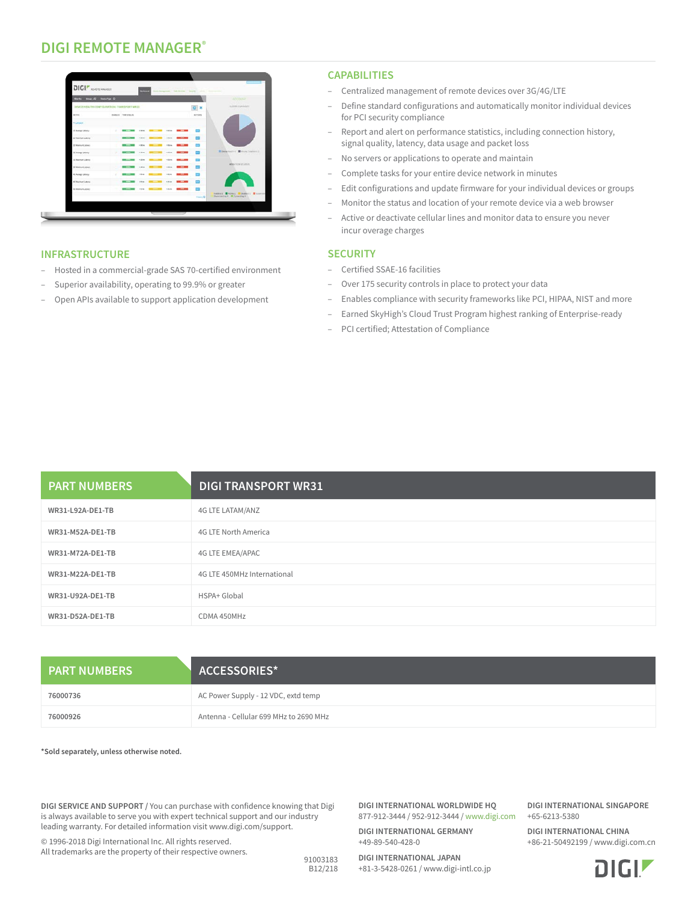## DIGI REMOTE MANAGER®

### CAPABILITIES

- Centralized management of remote devices over 3G/4G/LTE
- Define standard configurations and automatically monitor individual devices for PCI security compliance
- Report and alert on performance statistics, including connection history, signal quality, latency, data usage and packet loss
- No servers or applications to operate and maintain
- Complete tasks for your entire device network in minutes
- Edit configurations and update firmware for your individual devices or groups
- Monitor the status and location of your remote device via a web browser
- Active or deactivate cellular lines and monitor data to ensure you never incur overage charges

### INFRASTRUCTURE

- Hosted in a commercial-grade SAS 70-certified environment
- Superior availability, operating to 99.9% or greater
- Open APIs available to support application development

### SECURITY

- Certified SSAE-16 facilities
- Over 175 security controls in place to protect your data
- Enables compliance with security frameworks like PCI, HIPAA, NIST and more
- Earned SkyHigh's Cloud Trust Program highest ranking of Enterprise-ready
- PCI certified; Attestation of Compliance

| PART NUMBERS | DIGI TRANSPORT WR31 |
|---|---|
| WR31-L92A-DE1-TB | 4G LTE LATAM/ANZ |
| WR31-M52A-DE1-TB | 4G LTE North America |
| WR31-M72A-DE1-TB | 4G LTE EMEA/APAC |
| WR31-M22A-DE1-TB | 4G LTE 450MHz International |
| WR31-U92A-DE1-TB | HSPA+ Global |
| WR31-D52A-DE1-TB | CDMA 450MHz |

| PART NUMBERS | ACCESSORIES* |
|---|---|
| 76000736 | AC Power Supply - 12 VDC, extd temp |
| 76000926 | Antenna - Cellular 699 MHz to 2690 MHz |

**\*Sold separately, unless otherwise noted.**

**DIGI SERVICE AND SUPPORT** / You can purchase with confidence knowing that Digi is always available to serve you with expert technical support and our industry leading warranty. For detailed information visit www.digi.com/support.

© 1996-2018 Digi International Inc. All rights reserved.
All trademarks are the property of their respective owners.

91003183
B12/218

**DIGI INTERNATIONAL WORLDWIDE HQ**
877-912-3444 / 952-912-3444 / www.digi.com

**DIGI INTERNATIONAL GERMANY**
+49-89-540-428-0

**DIGI INTERNATIONAL JAPAN**
+81-3-5428-0261 / www.digi-intl.co.jp

**DIGI INTERNATIONAL SINGAPORE**
+65-6213-5380

**DIGI INTERNATIONAL CHINA**
+86-21-50492199 / www.digi.com.cn